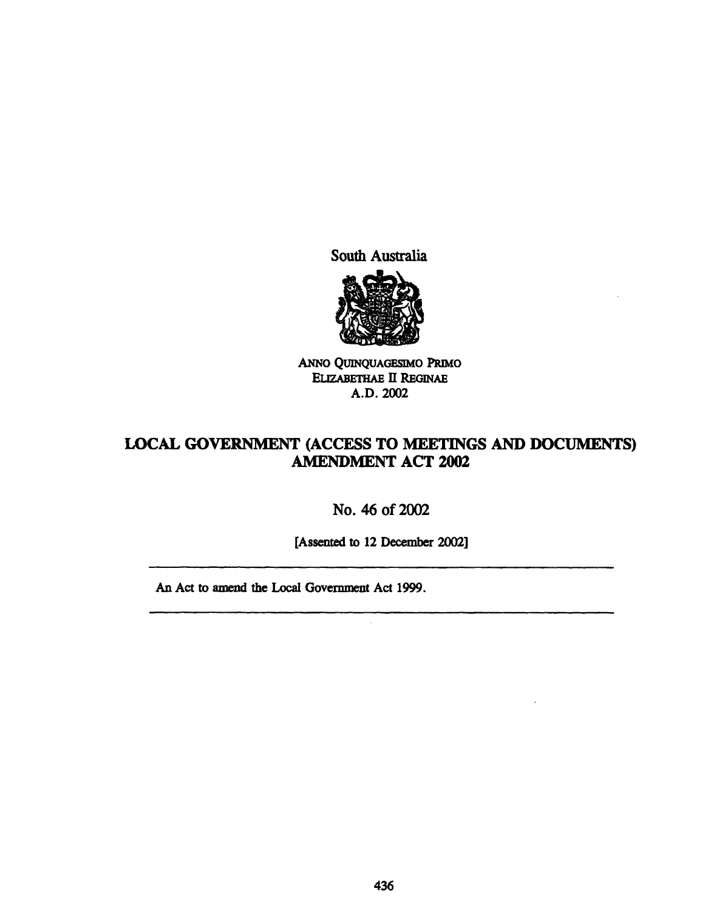South Australia

ANNO QUINQUAGESIMO PRIMO
ELIZABETHAE II REGINAE
A.D. 2002

# LOCAL GOVERNMENT (ACCESS TO MEETINGS AND DOCUMENTS) AMENDMENT ACT 2002

No. 46 of 2002

[Assented to 12 December 2002]

---

An Act to amend the Local Government Act 1999.

---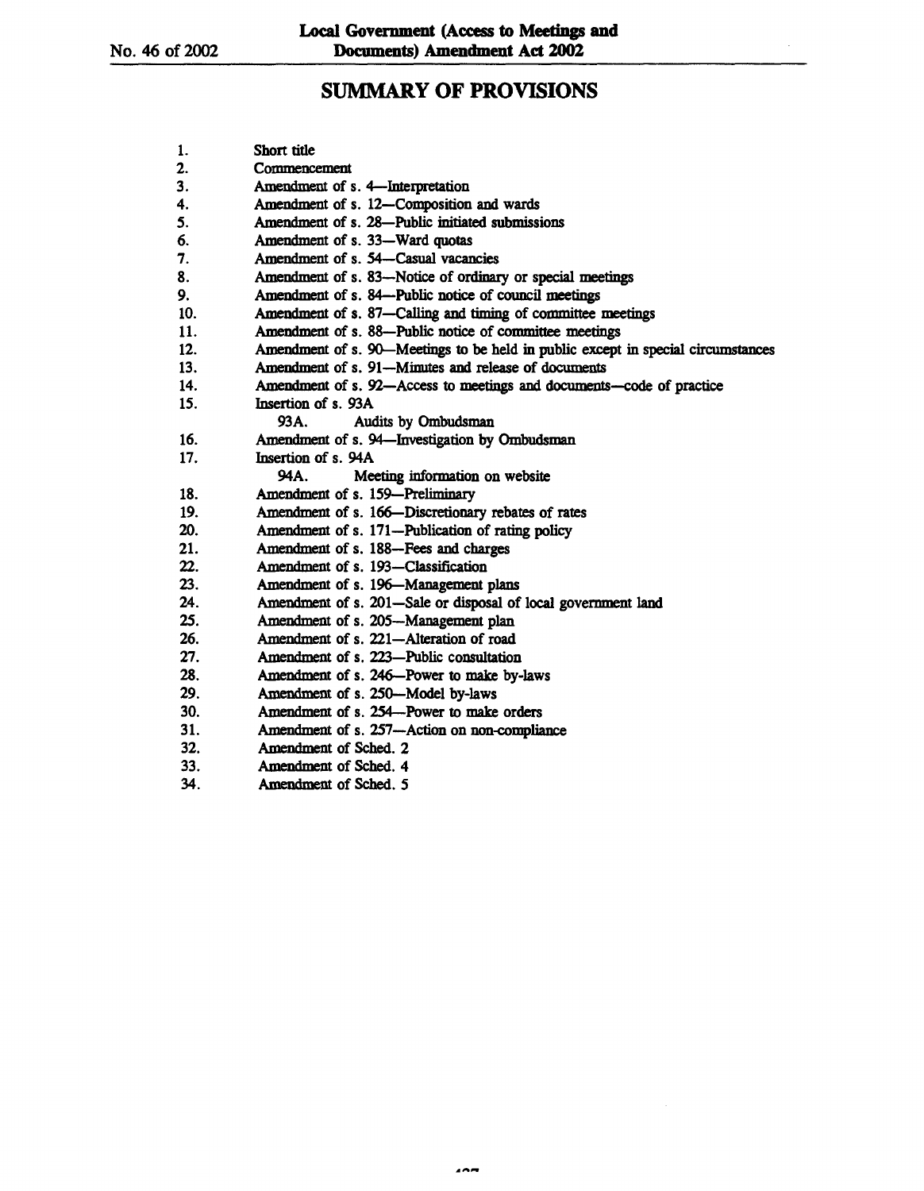## SUMMARY OF PROVISIONS

1. Short title
2. Commencement
3. Amendment of s. 4—Interpretation
4. Amendment of s. 12—Composition and wards
5. Amendment of s. 28—Public initiated submissions
6. Amendment of s. 33—Ward quotas
7. Amendment of s. 54—Casual vacancies
8. Amendment of s. 83—Notice of ordinary or special meetings
9. Amendment of s. 84—Public notice of council meetings
10. Amendment of s. 87—Calling and timing of committee meetings
11. Amendment of s. 88—Public notice of committee meetings
12. Amendment of s. 90—Meetings to be held in public except in special circumstances
13. Amendment of s. 91—Minutes and release of documents
14. Amendment of s. 92—Access to meetings and documents—code of practice
15. Insertion of s. 93A
    - 93A. Audits by Ombudsman
16. Amendment of s. 94—Investigation by Ombudsman
17. Insertion of s. 94A
    - 94A. Meeting information on website
18. Amendment of s. 159—Preliminary
19. Amendment of s. 166—Discretionary rebates of rates
20. Amendment of s. 171—Publication of rating policy
21. Amendment of s. 188—Fees and charges
22. Amendment of s. 193—Classification
23. Amendment of s. 196—Management plans
24. Amendment of s. 201—Sale or disposal of local government land
25. Amendment of s. 205—Management plan
26. Amendment of s. 221—Alteration of road
27. Amendment of s. 223—Public consultation
28. Amendment of s. 246—Power to make by-laws
29. Amendment of s. 250—Model by-laws
30. Amendment of s. 254—Power to make orders
31. Amendment of s. 257—Action on non-compliance
32. Amendment of Sched. 2
33. Amendment of Sched. 4
34. Amendment of Sched. 5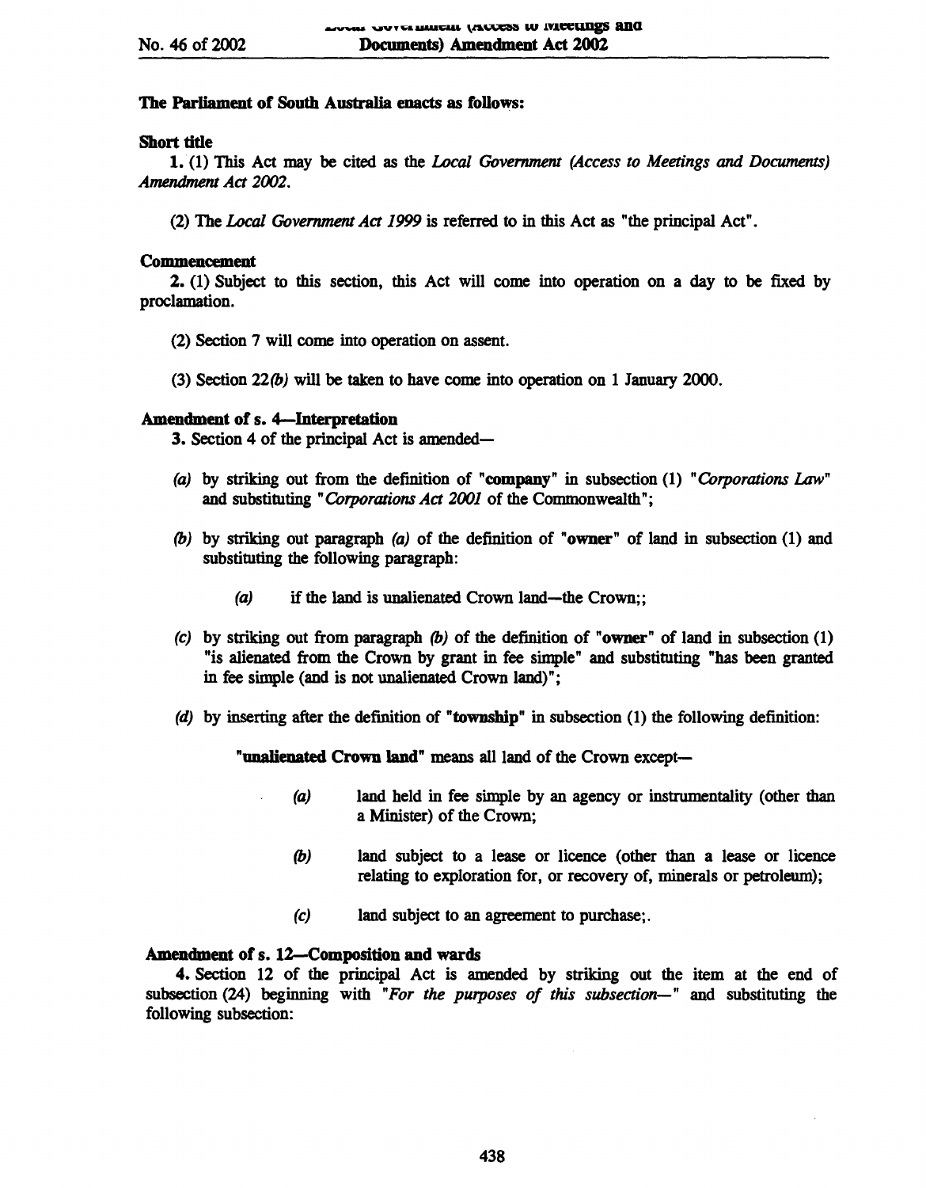**The Parliament of South Australia enacts as follows:**

**Short title**

**1.** (1) This Act may be cited as the *Local Government (Access to Meetings and Documents) Amendment Act 2002*.

(2) The *Local Government Act 1999* is referred to in this Act as "the principal Act".

**Commencement**

**2.** (1) Subject to this section, this Act will come into operation on a day to be fixed by proclamation.

(2) Section 7 will come into operation on assent.

(3) Section 22*(b)* will be taken to have come into operation on 1 January 2000.

**Amendment of s. 4—Interpretation**

**3.** Section 4 of the principal Act is amended—

*(a)* by striking out from the definition of "**company**" in subsection (1) "*Corporations Law*" and substituting "*Corporations Act 2001* of the Commonwealth";

*(b)* by striking out paragraph *(a)* of the definition of "**owner**" of land in subsection (1) and substituting the following paragraph:

> *(a)* if the land is unalienated Crown land—the Crown;;

*(c)* by striking out from paragraph *(b)* of the definition of "**owner**" of land in subsection (1) "is alienated from the Crown by grant in fee simple" and substituting "has been granted in fee simple (and is not unalienated Crown land)";

*(d)* by inserting after the definition of "**township**" in subsection (1) the following definition:

> "**unalienated Crown land**" means all land of the Crown except—
>
> *(a)* land held in fee simple by an agency or instrumentality (other than a Minister) of the Crown;
>
> *(b)* land subject to a lease or licence (other than a lease or licence relating to exploration for, or recovery of, minerals or petroleum);
>
> *(c)* land subject to an agreement to purchase;.

**Amendment of s. 12—Composition and wards**

**4.** Section 12 of the principal Act is amended by striking out the item at the end of subsection (24) beginning with "*For the purposes of this subsection—*" and substituting the following subsection: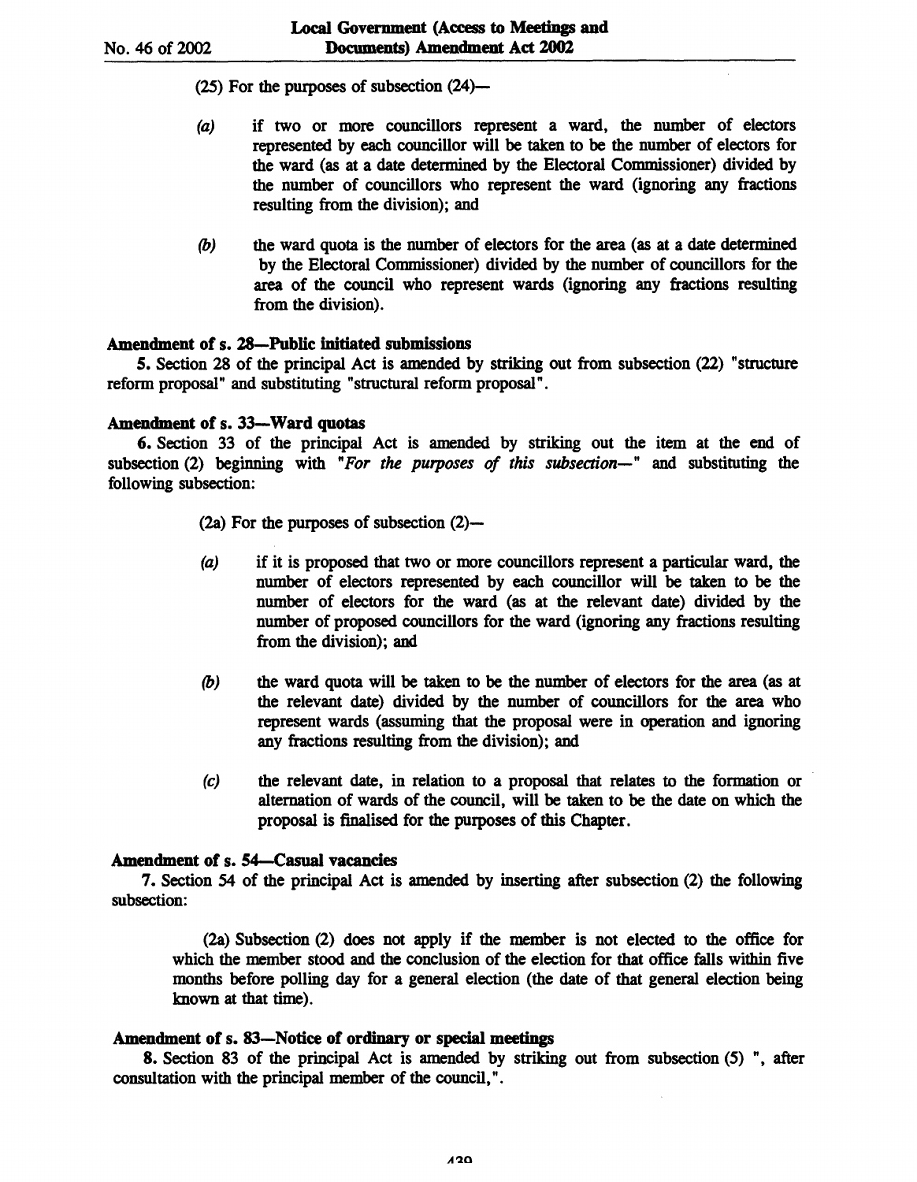(25) For the purposes of subsection (24)—

*(a)* if two or more councillors represent a ward, the number of electors represented by each councillor will be taken to be the number of electors for the ward (as at a date determined by the Electoral Commissioner) divided by the number of councillors who represent the ward (ignoring any fractions resulting from the division); and

*(b)* the ward quota is the number of electors for the area (as at a date determined by the Electoral Commissioner) divided by the number of councillors for the area of the council who represent wards (ignoring any fractions resulting from the division).

**Amendment of s. 28—Public initiated submissions**

**5.** Section 28 of the principal Act is amended by striking out from subsection (22) "structure reform proposal" and substituting "structural reform proposal".

**Amendment of s. 33—Ward quotas**

**6.** Section 33 of the principal Act is amended by striking out the item at the end of subsection (2) beginning with "*For the purposes of this subsection—*" and substituting the following subsection:

(2a) For the purposes of subsection (2)—

*(a)* if it is proposed that two or more councillors represent a particular ward, the number of electors represented by each councillor will be taken to be the number of electors for the ward (as at the relevant date) divided by the number of proposed councillors for the ward (ignoring any fractions resulting from the division); and

*(b)* the ward quota will be taken to be the number of electors for the area (as at the relevant date) divided by the number of councillors for the area who represent wards (assuming that the proposal were in operation and ignoring any fractions resulting from the division); and

*(c)* the relevant date, in relation to a proposal that relates to the formation or alternation of wards of the council, will be taken to be the date on which the proposal is finalised for the purposes of this Chapter.

**Amendment of s. 54—Casual vacancies**

**7.** Section 54 of the principal Act is amended by inserting after subsection (2) the following subsection:

(2a) Subsection (2) does not apply if the member is not elected to the office for which the member stood and the conclusion of the election for that office falls within five months before polling day for a general election (the date of that general election being known at that time).

**Amendment of s. 83—Notice of ordinary or special meetings**

**8.** Section 83 of the principal Act is amended by striking out from subsection (5) ", after consultation with the principal member of the council,".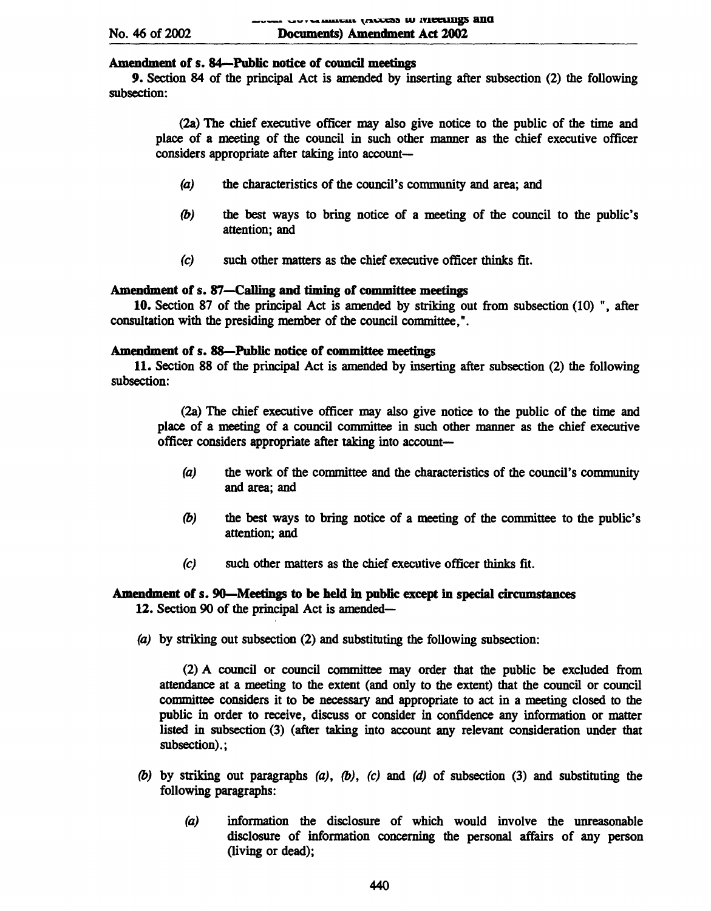**Amendment of s. 84—Public notice of council meetings**

**9.** Section 84 of the principal Act is amended by inserting after subsection (2) the following subsection:

> (2a) The chief executive officer may also give notice to the public of the time and place of a meeting of the council in such other manner as the chief executive officer considers appropriate after taking into account—
>
> *(a)* the characteristics of the council's community and area; and
>
> *(b)* the best ways to bring notice of a meeting of the council to the public's attention; and
>
> *(c)* such other matters as the chief executive officer thinks fit.

**Amendment of s. 87—Calling and timing of committee meetings**

**10.** Section 87 of the principal Act is amended by striking out from subsection (10) ", after consultation with the presiding member of the council committee,".

**Amendment of s. 88—Public notice of committee meetings**

**11.** Section 88 of the principal Act is amended by inserting after subsection (2) the following subsection:

> (2a) The chief executive officer may also give notice to the public of the time and place of a meeting of a council committee in such other manner as the chief executive officer considers appropriate after taking into account—
>
> *(a)* the work of the committee and the characteristics of the council's community and area; and
>
> *(b)* the best ways to bring notice of a meeting of the committee to the public's attention; and
>
> *(c)* such other matters as the chief executive officer thinks fit.

**Amendment of s. 90—Meetings to be held in public except in special circumstances**

**12.** Section 90 of the principal Act is amended—

*(a)* by striking out subsection (2) and substituting the following subsection:

> (2) A council or council committee may order that the public be excluded from attendance at a meeting to the extent (and only to the extent) that the council or council committee considers it to be necessary and appropriate to act in a meeting closed to the public in order to receive, discuss or consider in confidence any information or matter listed in subsection (3) (after taking into account any relevant consideration under that subsection).;

*(b)* by striking out paragraphs *(a)*, *(b)*, *(c)* and *(d)* of subsection (3) and substituting the following paragraphs:

> *(a)* information the disclosure of which would involve the unreasonable disclosure of information concerning the personal affairs of any person (living or dead);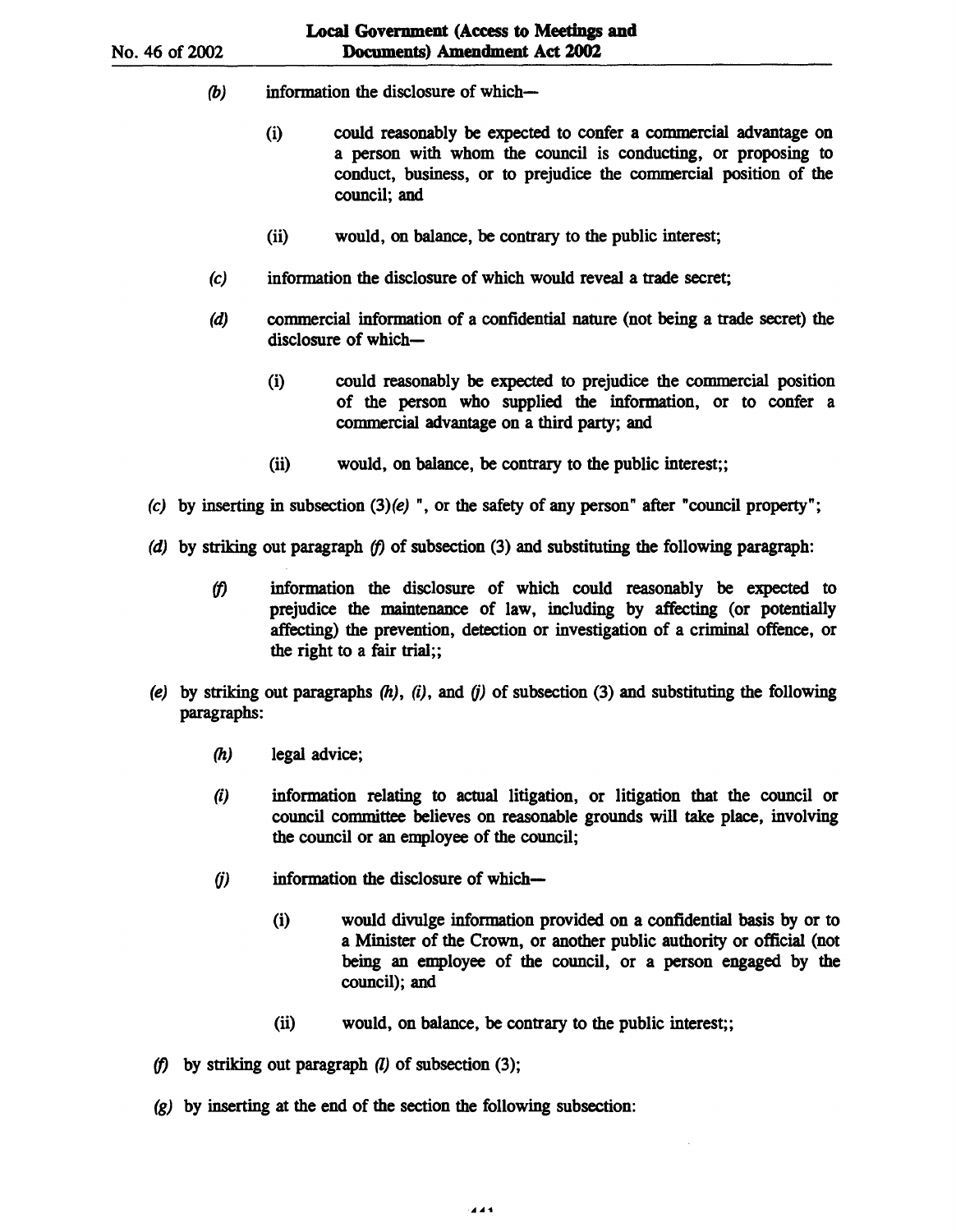*(b)* information the disclosure of which—

(i) could reasonably be expected to confer a commercial advantage on a person with whom the council is conducting, or proposing to conduct, business, or to prejudice the commercial position of the council; and

(ii) would, on balance, be contrary to the public interest;

*(c)* information the disclosure of which would reveal a trade secret;

*(d)* commercial information of a confidential nature (not being a trade secret) the disclosure of which—

(i) could reasonably be expected to prejudice the commercial position of the person who supplied the information, or to confer a commercial advantage on a third party; and

(ii) would, on balance, be contrary to the public interest;;

*(c)* by inserting in subsection (3)*(e)* ", or the safety of any person" after "council property";

*(d)* by striking out paragraph *(f)* of subsection (3) and substituting the following paragraph:

*(f)* information the disclosure of which could reasonably be expected to prejudice the maintenance of law, including by affecting (or potentially affecting) the prevention, detection or investigation of a criminal offence, or the right to a fair trial;;

*(e)* by striking out paragraphs *(h)*, *(i)*, and *(j)* of subsection (3) and substituting the following paragraphs:

*(h)* legal advice;

*(i)* information relating to actual litigation, or litigation that the council or council committee believes on reasonable grounds will take place, involving the council or an employee of the council;

*(j)* information the disclosure of which—

(i) would divulge information provided on a confidential basis by or to a Minister of the Crown, or another public authority or official (not being an employee of the council, or a person engaged by the council); and

(ii) would, on balance, be contrary to the public interest;;

*(f)* by striking out paragraph *(l)* of subsection (3);

*(g)* by inserting at the end of the section the following subsection: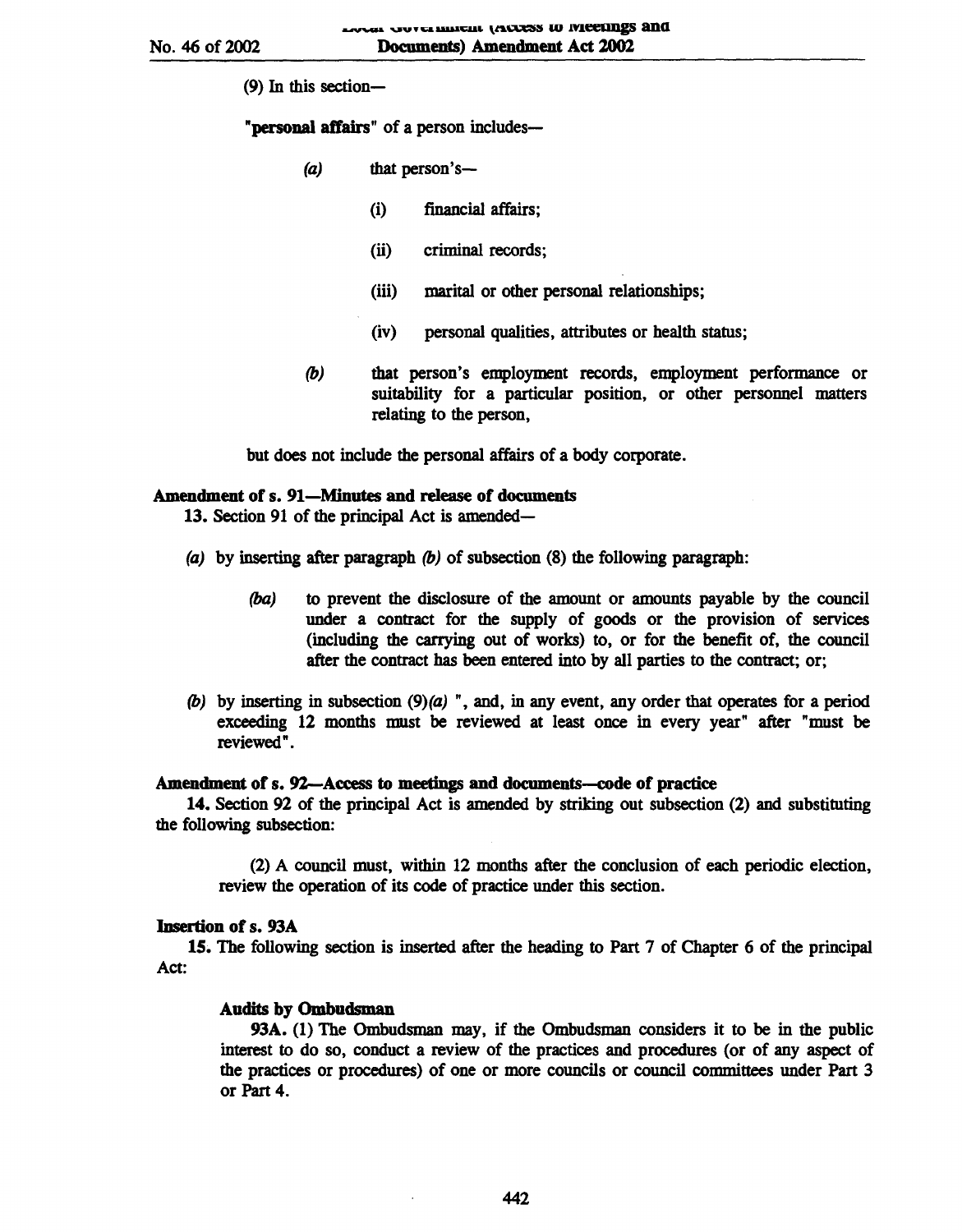(9) In this section—

"**personal affairs**" of a person includes—

*(a)* that person's—

(i) financial affairs;

(ii) criminal records;

(iii) marital or other personal relationships;

(iv) personal qualities, attributes or health status;

*(b)* that person's employment records, employment performance or suitability for a particular position, or other personnel matters relating to the person,

but does not include the personal affairs of a body corporate.

**Amendment of s. 91—Minutes and release of documents**

**13.** Section 91 of the principal Act is amended—

*(a)* by inserting after paragraph *(b)* of subsection (8) the following paragraph:

*(ba)* to prevent the disclosure of the amount or amounts payable by the council under a contract for the supply of goods or the provision of services (including the carrying out of works) to, or for the benefit of, the council after the contract has been entered into by all parties to the contract; or;

*(b)* by inserting in subsection (9)*(a)* ", and, in any event, any order that operates for a period exceeding 12 months must be reviewed at least once in every year" after "must be reviewed".

**Amendment of s. 92—Access to meetings and documents—code of practice**

**14.** Section 92 of the principal Act is amended by striking out subsection (2) and substituting the following subsection:

(2) A council must, within 12 months after the conclusion of each periodic election, review the operation of its code of practice under this section.

**Insertion of s. 93A**

**15.** The following section is inserted after the heading to Part 7 of Chapter 6 of the principal Act:

**Audits by Ombudsman**

**93A.** (1) The Ombudsman may, if the Ombudsman considers it to be in the public interest to do so, conduct a review of the practices and procedures (or of any aspect of the practices or procedures) of one or more councils or council committees under Part 3 or Part 4.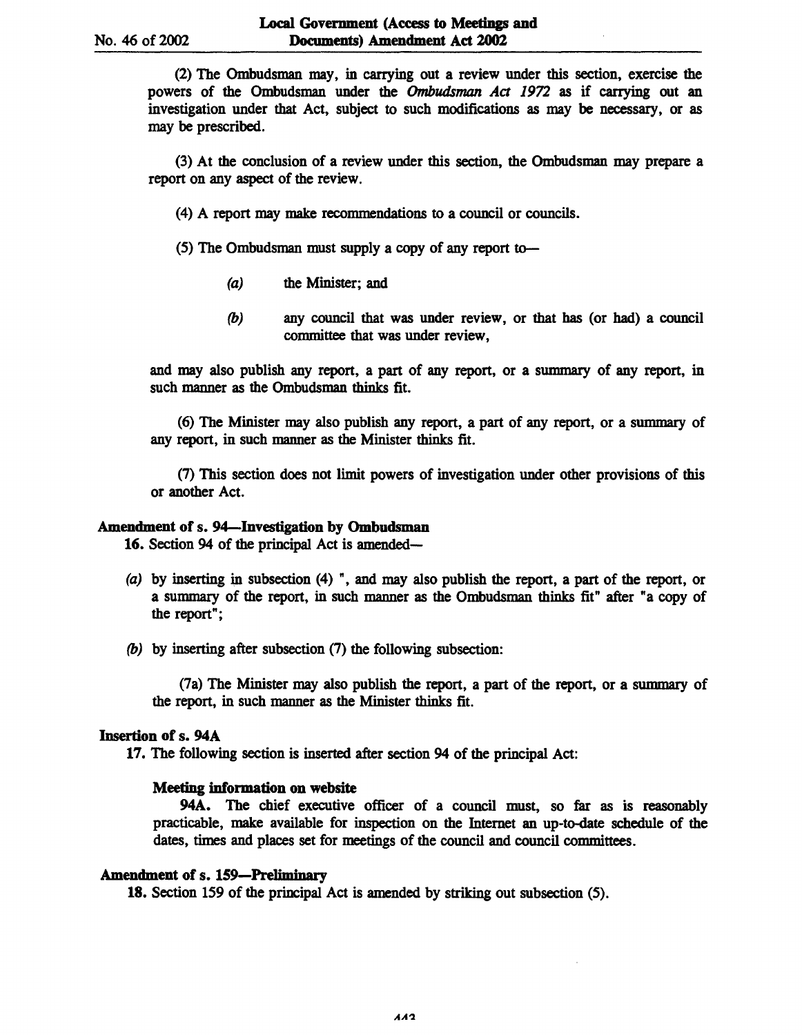(2) The Ombudsman may, in carrying out a review under this section, exercise the powers of the Ombudsman under the *Ombudsman Act 1972* as if carrying out an investigation under that Act, subject to such modifications as may be necessary, or as may be prescribed.

(3) At the conclusion of a review under this section, the Ombudsman may prepare a report on any aspect of the review.

(4) A report may make recommendations to a council or councils.

(5) The Ombudsman must supply a copy of any report to—

*(a)* the Minister; and

*(b)* any council that was under review, or that has (or had) a council committee that was under review,

and may also publish any report, a part of any report, or a summary of any report, in such manner as the Ombudsman thinks fit.

(6) The Minister may also publish any report, a part of any report, or a summary of any report, in such manner as the Minister thinks fit.

(7) This section does not limit powers of investigation under other provisions of this or another Act.

**Amendment of s. 94—Investigation by Ombudsman**

**16.** Section 94 of the principal Act is amended—

*(a)* by inserting in subsection (4) ", and may also publish the report, a part of the report, or a summary of the report, in such manner as the Ombudsman thinks fit" after "a copy of the report";

*(b)* by inserting after subsection (7) the following subsection:

(7a) The Minister may also publish the report, a part of the report, or a summary of the report, in such manner as the Minister thinks fit.

**Insertion of s. 94A**

**17.** The following section is inserted after section 94 of the principal Act:

**Meeting information on website**

**94A.** The chief executive officer of a council must, so far as is reasonably practicable, make available for inspection on the Internet an up-to-date schedule of the dates, times and places set for meetings of the council and council committees.

**Amendment of s. 159—Preliminary**

**18.** Section 159 of the principal Act is amended by striking out subsection (5).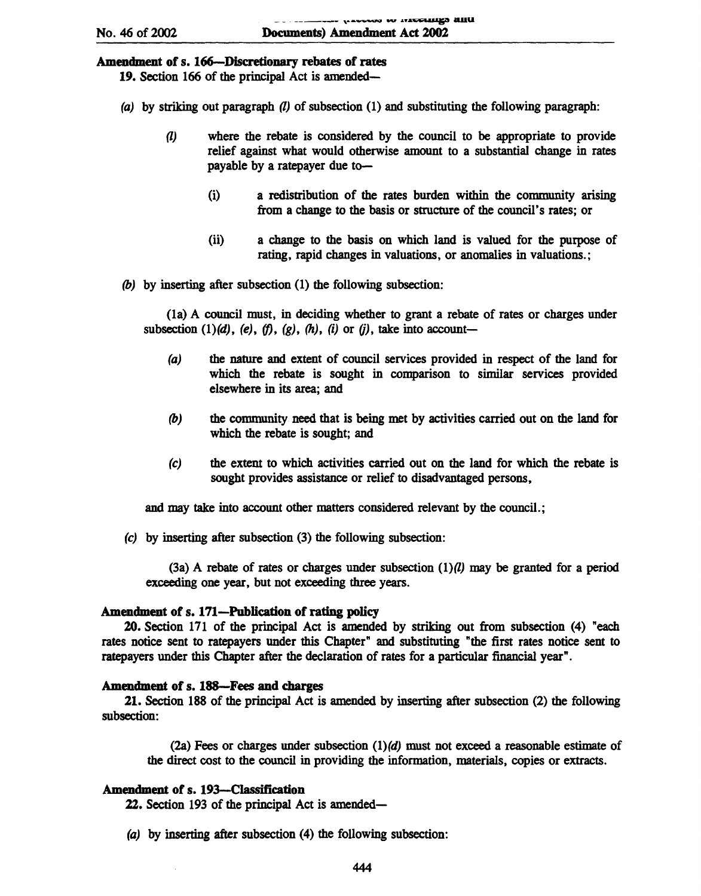**Amendment of s. 166—Discretionary rebates of rates**

**19.** Section 166 of the principal Act is amended—

*(a)* by striking out paragraph *(l)* of subsection (1) and substituting the following paragraph:

> *(l)* where the rebate is considered by the council to be appropriate to provide relief against what would otherwise amount to a substantial change in rates payable by a ratepayer due to—
>
> (i) a redistribution of the rates burden within the community arising from a change to the basis or structure of the council's rates; or
>
> (ii) a change to the basis on which land is valued for the purpose of rating, rapid changes in valuations, or anomalies in valuations.;

*(b)* by inserting after subsection (1) the following subsection:

> (1a) A council must, in deciding whether to grant a rebate of rates or charges under subsection (1)*(d)*, *(e)*, *(f)*, *(g)*, *(h)*, *(i)* or *(j)*, take into account—
>
> *(a)* the nature and extent of council services provided in respect of the land for which the rebate is sought in comparison to similar services provided elsewhere in its area; and
>
> *(b)* the community need that is being met by activities carried out on the land for which the rebate is sought; and
>
> *(c)* the extent to which activities carried out on the land for which the rebate is sought provides assistance or relief to disadvantaged persons,
>
> and may take into account other matters considered relevant by the council.;

*(c)* by inserting after subsection (3) the following subsection:

> (3a) A rebate of rates or charges under subsection (1)*(l)* may be granted for a period exceeding one year, but not exceeding three years.

**Amendment of s. 171—Publication of rating policy**

**20.** Section 171 of the principal Act is amended by striking out from subsection (4) "each rates notice sent to ratepayers under this Chapter" and substituting "the first rates notice sent to ratepayers under this Chapter after the declaration of rates for a particular financial year".

**Amendment of s. 188—Fees and charges**

**21.** Section 188 of the principal Act is amended by inserting after subsection (2) the following subsection:

> (2a) Fees or charges under subsection (1)*(d)* must not exceed a reasonable estimate of the direct cost to the council in providing the information, materials, copies or extracts.

**Amendment of s. 193—Classification**

**22.** Section 193 of the principal Act is amended—

*(a)* by inserting after subsection (4) the following subsection: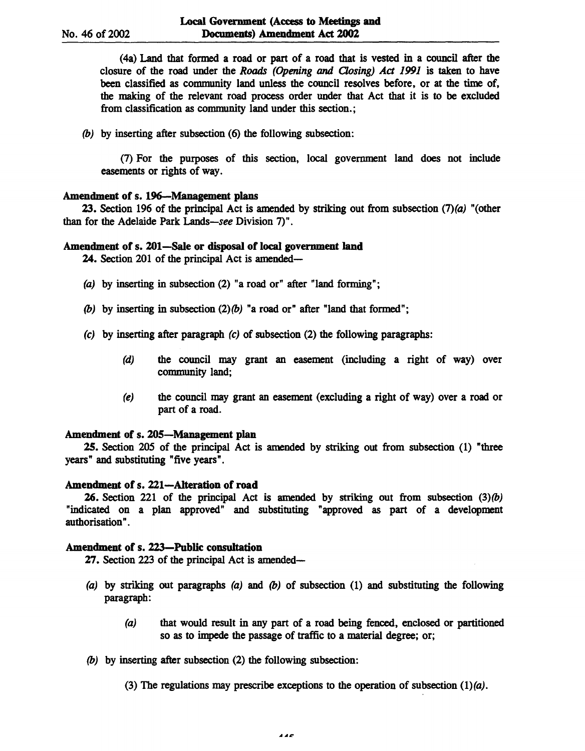(4a) Land that formed a road or part of a road that is vested in a council after the closure of the road under the *Roads (Opening and Closing) Act 1991* is taken to have been classified as community land unless the council resolves before, or at the time of, the making of the relevant road process order under that Act that it is to be excluded from classification as community land under this section.;

*(b)* by inserting after subsection (6) the following subsection:

(7) For the purposes of this section, local government land does not include easements or rights of way.

**Amendment of s. 196—Management plans**

**23.** Section 196 of the principal Act is amended by striking out from subsection (7)*(a)* "(other than for the Adelaide Park Lands—*see* Division 7)".

**Amendment of s. 201—Sale or disposal of local government land**

**24.** Section 201 of the principal Act is amended—

*(a)* by inserting in subsection (2) "a road or" after "land forming";

*(b)* by inserting in subsection (2)*(b)* "a road or" after "land that formed";

*(c)* by inserting after paragraph *(c)* of subsection (2) the following paragraphs:

> *(d)* the council may grant an easement (including a right of way) over community land;
>
> *(e)* the council may grant an easement (excluding a right of way) over a road or part of a road.

**Amendment of s. 205—Management plan**

**25.** Section 205 of the principal Act is amended by striking out from subsection (1) "three years" and substituting "five years".

**Amendment of s. 221—Alteration of road**

**26.** Section 221 of the principal Act is amended by striking out from subsection (3)*(b)* "indicated on a plan approved" and substituting "approved as part of a development authorisation".

**Amendment of s. 223—Public consultation**

**27.** Section 223 of the principal Act is amended—

*(a)* by striking out paragraphs *(a)* and *(b)* of subsection (1) and substituting the following paragraph:

> *(a)* that would result in any part of a road being fenced, enclosed or partitioned so as to impede the passage of traffic to a material degree; or;

*(b)* by inserting after subsection (2) the following subsection:

(3) The regulations may prescribe exceptions to the operation of subsection (1)*(a)*.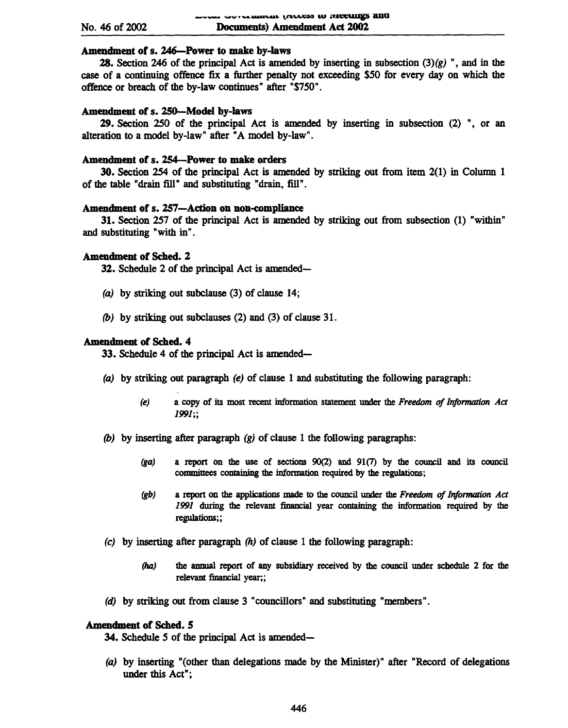**Amendment of s. 246—Power to make by-laws**

**28.** Section 246 of the principal Act is amended by inserting in subsection (3)*(g)* ", and in the case of a continuing offence fix a further penalty not exceeding $50 for every day on which the offence or breach of the by-law continues" after "$750".

**Amendment of s. 250—Model by-laws**

**29.** Section 250 of the principal Act is amended by inserting in subsection (2) ", or an alteration to a model by-law" after "A model by-law".

**Amendment of s. 254—Power to make orders**

**30.** Section 254 of the principal Act is amended by striking out from item 2(1) in Column 1 of the table "drain fill" and substituting "drain, fill".

**Amendment of s. 257—Action on non-compliance**

**31.** Section 257 of the principal Act is amended by striking out from subsection (1) "within" and substituting "with in".

**Amendment of Sched. 2**

**32.** Schedule 2 of the principal Act is amended—

*(a)* by striking out subclause (3) of clause 14;

*(b)* by striking out subclauses (2) and (3) of clause 31.

**Amendment of Sched. 4**

**33.** Schedule 4 of the principal Act is amended—

*(a)* by striking out paragraph *(e)* of clause 1 and substituting the following paragraph:

> *(e)* a copy of its most recent information statement under the *Freedom of Information Act 1991*;;

*(b)* by inserting after paragraph *(g)* of clause 1 the following paragraphs:

> *(ga)* a report on the use of sections 90(2) and 91(7) by the council and its council committees containing the information required by the regulations;
>
> *(gb)* a report on the applications made to the council under the *Freedom of Information Act 1991* during the relevant financial year containing the information required by the regulations;;

*(c)* by inserting after paragraph *(h)* of clause 1 the following paragraph:

> *(ha)* the annual report of any subsidiary received by the council under schedule 2 for the relevant financial year;;

*(d)* by striking out from clause 3 "councillors" and substituting "members".

**Amendment of Sched. 5**

**34.** Schedule 5 of the principal Act is amended—

*(a)* by inserting "(other than delegations made by the Minister)" after "Record of delegations under this Act";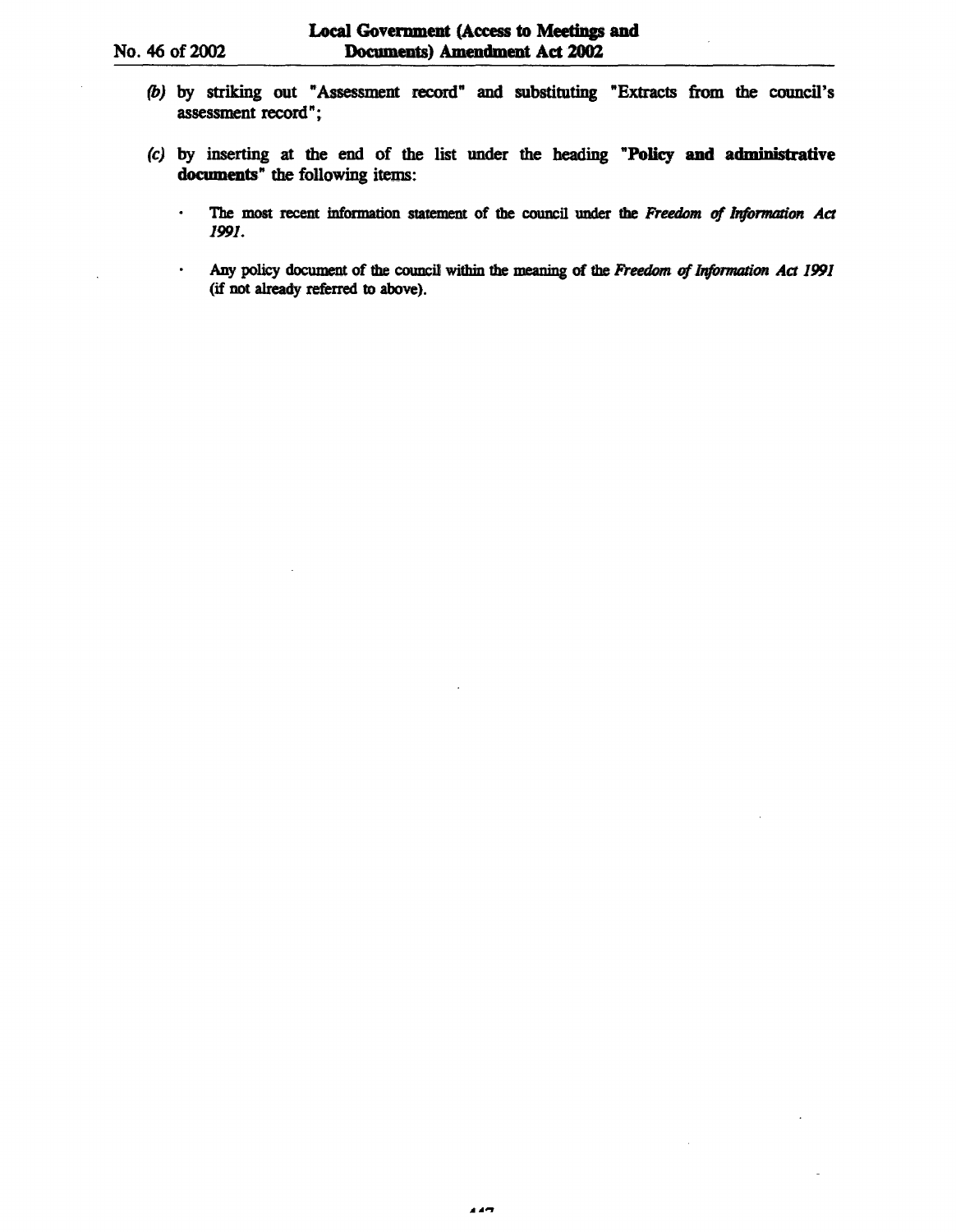*(b)* by striking out "Assessment record" and substituting "Extracts from the council's assessment record";

*(c)* by inserting at the end of the list under the heading **"Policy and administrative documents"** the following items:

- The most recent information statement of the council under the *Freedom of Information Act 1991*.

- Any policy document of the council within the meaning of the *Freedom of Information Act 1991* (if not already referred to above).